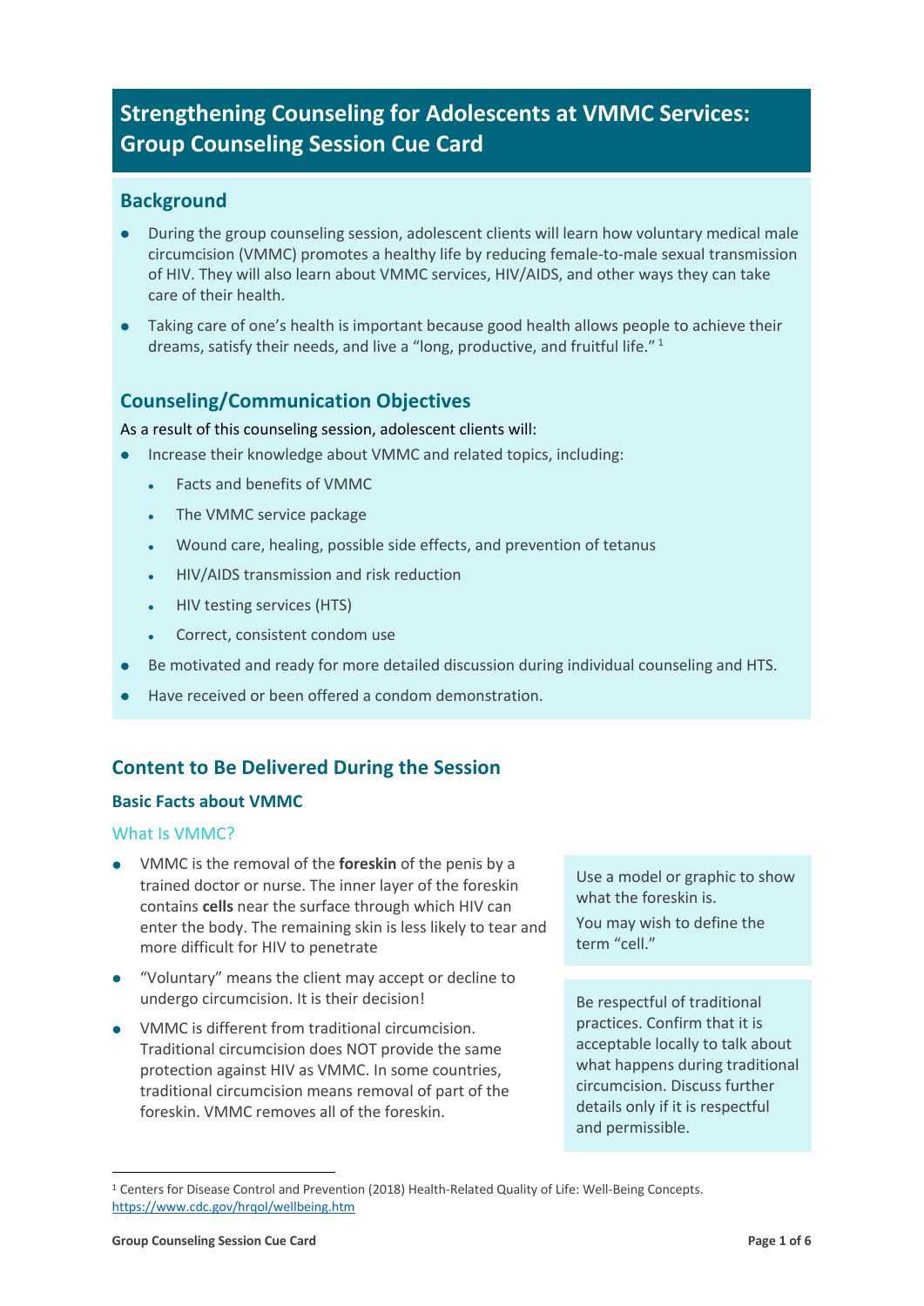# Strengthening Counseling for Adolescents at VMMC Services: Group Counseling Session Cue Card

## Background

- During the group counseling session, adolescent clients will learn how voluntary medical male circumcision (VMMC) promotes a healthy life by reducing female-to-male sexual transmission of HIV. They will also learn about VMMC services, HIV/AIDS, and other ways they can take care of their health.
- Taking care of one's health is important because good health allows people to achieve their dreams, satisfy their needs, and live a "long, productive, and fruitful life." [1]

## Counseling/Communication Objectives

As a result of this counseling session, adolescent clients will:

- Increase their knowledge about VMMC and related topics, including:
  - Facts and benefits of VMMC
  - The VMMC service package
  - Wound care, healing, possible side effects, and prevention of tetanus
  - HIV/AIDS transmission and risk reduction
  - HIV testing services (HTS)
  - Correct, consistent condom use
- Be motivated and ready for more detailed discussion during individual counseling and HTS.
- Have received or been offered a condom demonstration.

## Content to Be Delivered During the Session

### Basic Facts about VMMC

#### What Is VMMC?

- VMMC is the removal of the **foreskin** of the penis by a trained doctor or nurse. The inner layer of the foreskin contains **cells** near the surface through which HIV can enter the body. The remaining skin is less likely to tear and more difficult for HIV to penetrate
- "Voluntary" means the client may accept or decline to undergo circumcision. It is their decision!
- VMMC is different from traditional circumcision. Traditional circumcision does NOT provide the same protection against HIV as VMMC. In some countries, traditional circumcision means removal of part of the foreskin. VMMC removes all of the foreskin.

Use a model or graphic to show what the foreskin is.

You may wish to define the term "cell."

Be respectful of traditional practices. Confirm that it is acceptable locally to talk about what happens during traditional circumcision. Discuss further details only if it is respectful and permissible.

---

[1] Centers for Disease Control and Prevention (2018) Health-Related Quality of Life: Well-Being Concepts. https://www.cdc.gov/hrqol/wellbeing.htm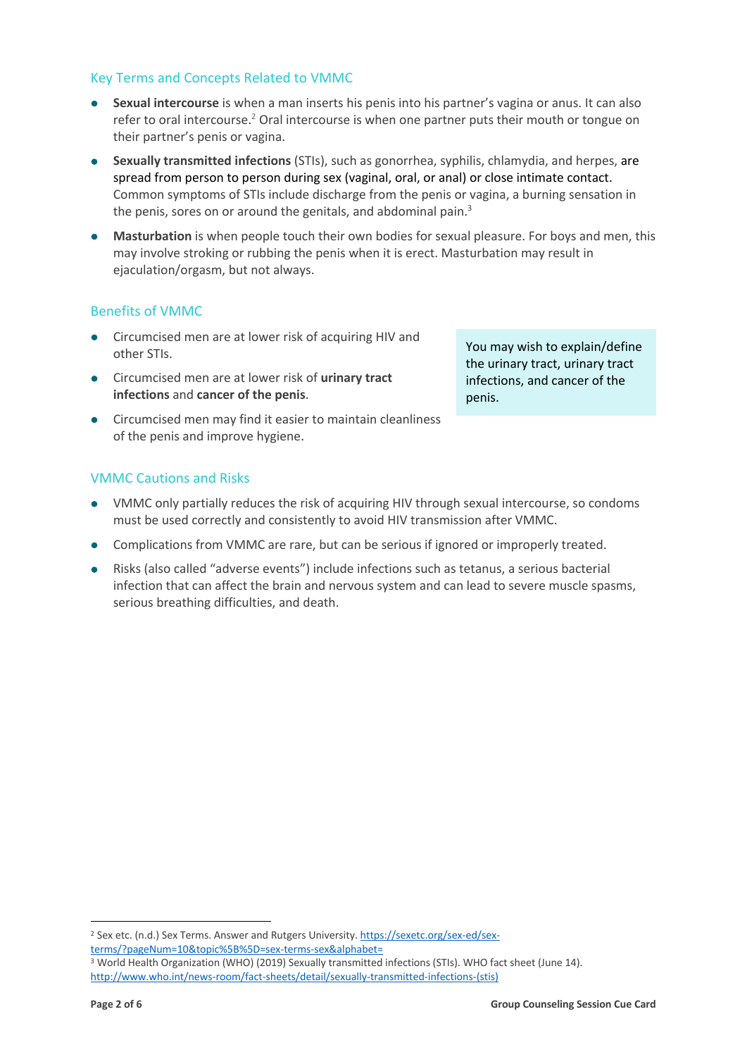## Key Terms and Concepts Related to VMMC

- **Sexual intercourse** is when a man inserts his penis into his partner's vagina or anus. It can also refer to oral intercourse.[2] Oral intercourse is when one partner puts their mouth or tongue on their partner's penis or vagina.
- **Sexually transmitted infections** (STIs), such as gonorrhea, syphilis, chlamydia, and herpes, are spread from person to person during sex (vaginal, oral, or anal) or close intimate contact. Common symptoms of STIs include discharge from the penis or vagina, a burning sensation in the penis, sores on or around the genitals, and abdominal pain.[3]
- **Masturbation** is when people touch their own bodies for sexual pleasure. For boys and men, this may involve stroking or rubbing the penis when it is erect. Masturbation may result in ejaculation/orgasm, but not always.

## Benefits of VMMC

- Circumcised men are at lower risk of acquiring HIV and other STIs.
- Circumcised men are at lower risk of **urinary tract infections** and **cancer of the penis**.
- Circumcised men may find it easier to maintain cleanliness of the penis and improve hygiene.

> You may wish to explain/define the urinary tract, urinary tract infections, and cancer of the penis.

## VMMC Cautions and Risks

- VMMC only partially reduces the risk of acquiring HIV through sexual intercourse, so condoms must be used correctly and consistently to avoid HIV transmission after VMMC.
- Complications from VMMC are rare, but can be serious if ignored or improperly treated.
- Risks (also called "adverse events") include infections such as tetanus, a serious bacterial infection that can affect the brain and nervous system and can lead to severe muscle spasms, serious breathing difficulties, and death.

---

[2] Sex etc. (n.d.) Sex Terms. Answer and Rutgers University. https://sexetc.org/sex-ed/sex-terms/?pageNum=10&topic%5B%5D=sex-terms-sex&alphabet=

[3] World Health Organization (WHO) (2019) Sexually transmitted infections (STIs). WHO fact sheet (June 14). http://www.who.int/news-room/fact-sheets/detail/sexually-transmitted-infections-(stis)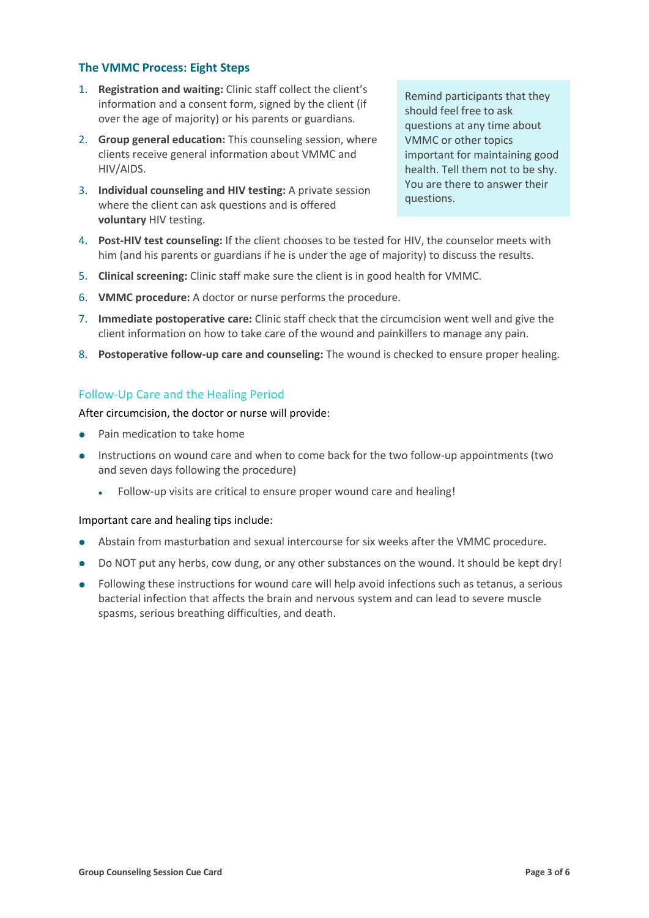## The VMMC Process: Eight Steps

> Remind participants that they should feel free to ask questions at any time about VMMC or other topics important for maintaining good health. Tell them not to be shy. You are there to answer their questions.

1. **Registration and waiting:** Clinic staff collect the client's information and a consent form, signed by the client (if over the age of majority) or his parents or guardians.
2. **Group general education:** This counseling session, where clients receive general information about VMMC and HIV/AIDS.
3. **Individual counseling and HIV testing:** A private session where the client can ask questions and is offered **voluntary** HIV testing.
4. **Post-HIV test counseling:** If the client chooses to be tested for HIV, the counselor meets with him (and his parents or guardians if he is under the age of majority) to discuss the results.
5. **Clinical screening:** Clinic staff make sure the client is in good health for VMMC.
6. **VMMC procedure:** A doctor or nurse performs the procedure.
7. **Immediate postoperative care:** Clinic staff check that the circumcision went well and give the client information on how to take care of the wound and painkillers to manage any pain.
8. **Postoperative follow-up care and counseling:** The wound is checked to ensure proper healing.

### Follow-Up Care and the Healing Period

After circumcision, the doctor or nurse will provide:

- Pain medication to take home
- Instructions on wound care and when to come back for the two follow-up appointments (two and seven days following the procedure)
  - Follow-up visits are critical to ensure proper wound care and healing!

Important care and healing tips include:

- Abstain from masturbation and sexual intercourse for six weeks after the VMMC procedure.
- Do NOT put any herbs, cow dung, or any other substances on the wound. It should be kept dry!
- Following these instructions for wound care will help avoid infections such as tetanus, a serious bacterial infection that affects the brain and nervous system and can lead to severe muscle spasms, serious breathing difficulties, and death.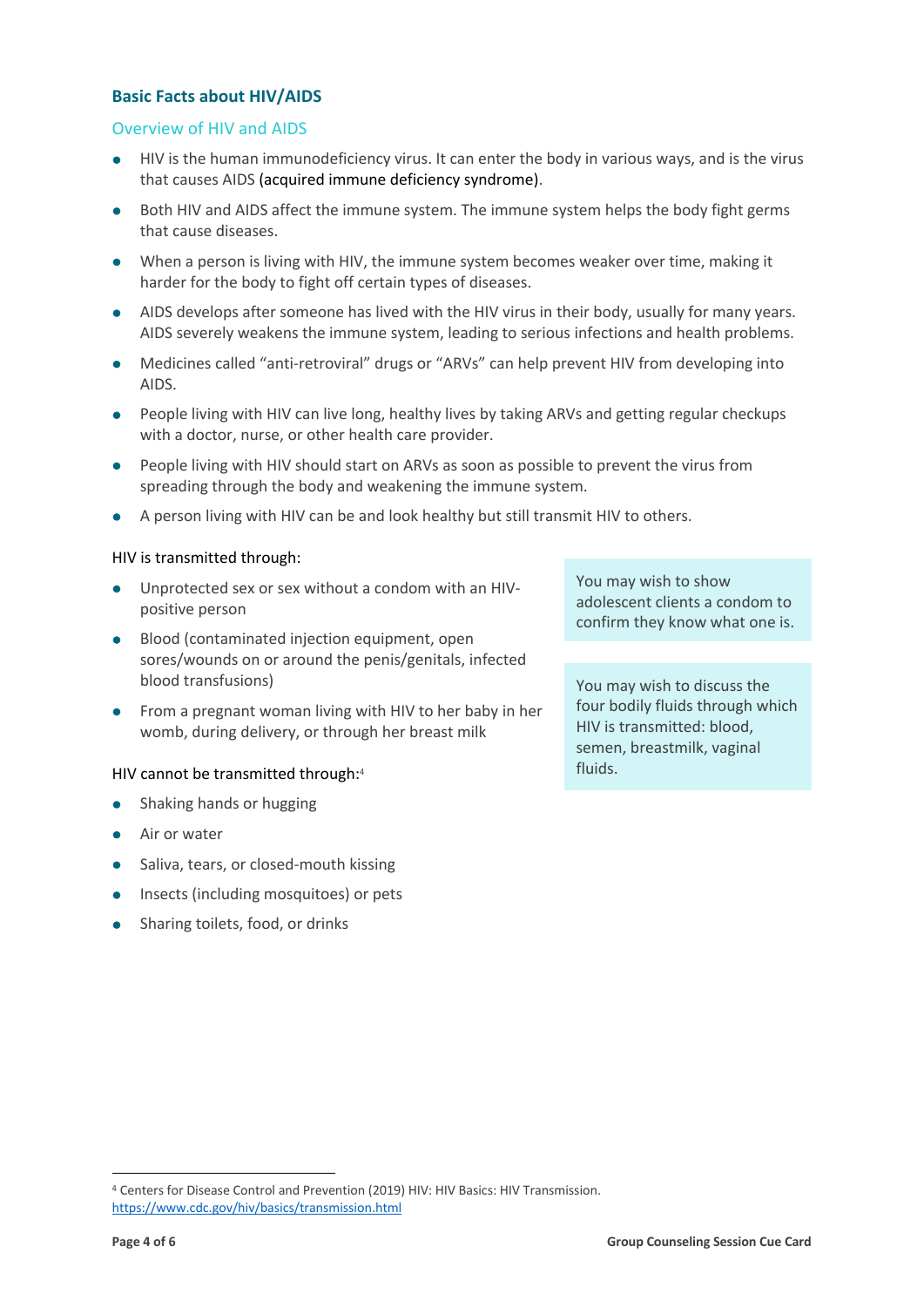## Basic Facts about HIV/AIDS

### Overview of HIV and AIDS

- HIV is the human immunodeficiency virus. It can enter the body in various ways, and is the virus that causes AIDS (acquired immune deficiency syndrome).
- Both HIV and AIDS affect the immune system. The immune system helps the body fight germs that cause diseases.
- When a person is living with HIV, the immune system becomes weaker over time, making it harder for the body to fight off certain types of diseases.
- AIDS develops after someone has lived with the HIV virus in their body, usually for many years. AIDS severely weakens the immune system, leading to serious infections and health problems.
- Medicines called "anti-retroviral" drugs or "ARVs" can help prevent HIV from developing into AIDS.
- People living with HIV can live long, healthy lives by taking ARVs and getting regular checkups with a doctor, nurse, or other health care provider.
- People living with HIV should start on ARVs as soon as possible to prevent the virus from spreading through the body and weakening the immune system.
- A person living with HIV can be and look healthy but still transmit HIV to others.

HIV is transmitted through:

- Unprotected sex or sex without a condom with an HIV-positive person
- Blood (contaminated injection equipment, open sores/wounds on or around the penis/genitals, infected blood transfusions)
- From a pregnant woman living with HIV to her baby in her womb, during delivery, or through her breast milk

> You may wish to show adolescent clients a condom to confirm they know what one is.

> You may wish to discuss the four bodily fluids through which HIV is transmitted: blood, semen, breastmilk, vaginal fluids.

HIV cannot be transmitted through:[4]

- Shaking hands or hugging
- Air or water
- Saliva, tears, or closed-mouth kissing
- Insects (including mosquitoes) or pets
- Sharing toilets, food, or drinks

[4] Centers for Disease Control and Prevention (2019) HIV: HIV Basics: HIV Transmission. https://www.cdc.gov/hiv/basics/transmission.html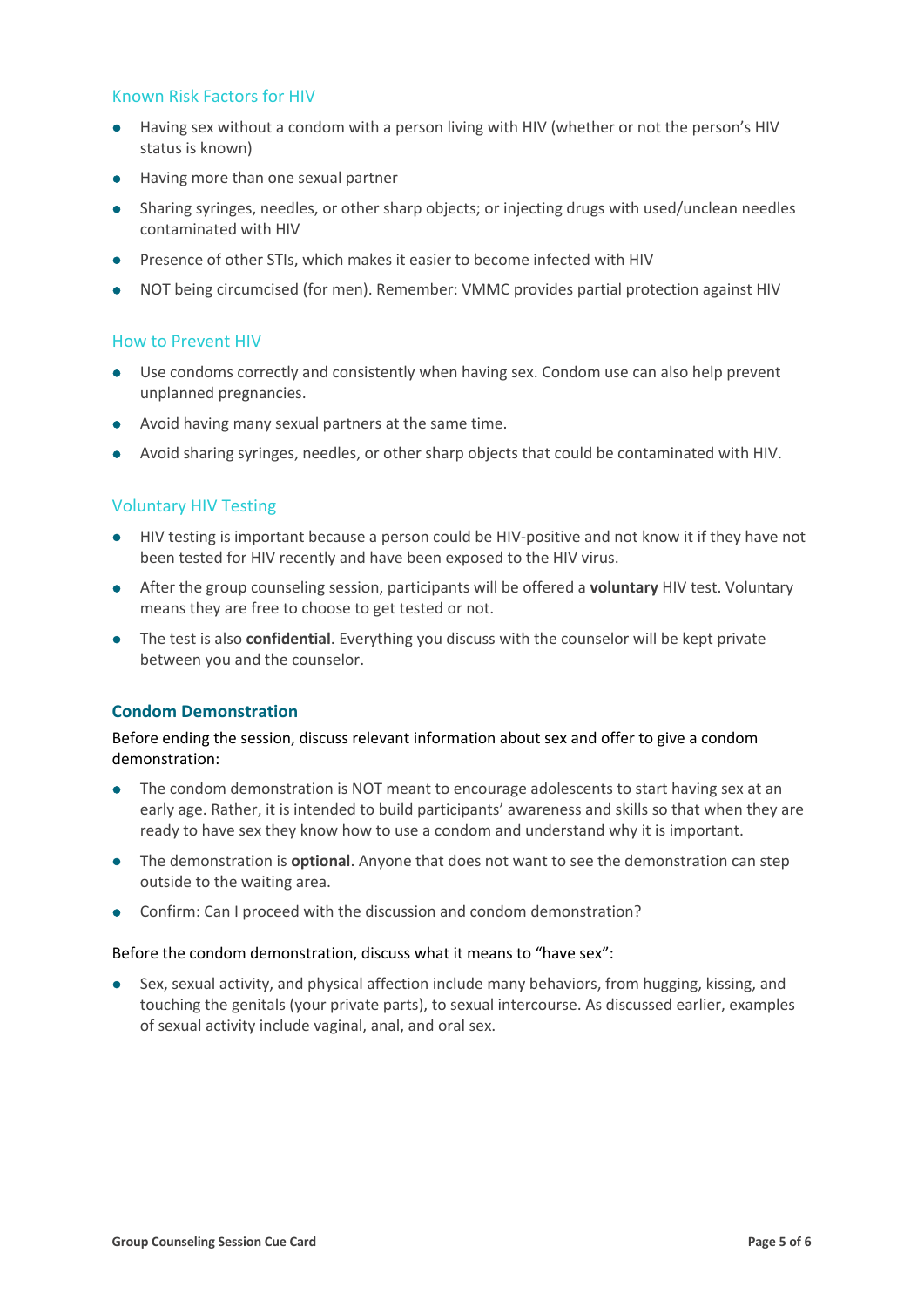### Known Risk Factors for HIV

- Having sex without a condom with a person living with HIV (whether or not the person's HIV status is known)
- Having more than one sexual partner
- Sharing syringes, needles, or other sharp objects; or injecting drugs with used/unclean needles contaminated with HIV
- Presence of other STIs, which makes it easier to become infected with HIV
- NOT being circumcised (for men). Remember: VMMC provides partial protection against HIV

### How to Prevent HIV

- Use condoms correctly and consistently when having sex. Condom use can also help prevent unplanned pregnancies.
- Avoid having many sexual partners at the same time.
- Avoid sharing syringes, needles, or other sharp objects that could be contaminated with HIV.

### Voluntary HIV Testing

- HIV testing is important because a person could be HIV-positive and not know it if they have not been tested for HIV recently and have been exposed to the HIV virus.
- After the group counseling session, participants will be offered a **voluntary** HIV test. Voluntary means they are free to choose to get tested or not.
- The test is also **confidential**. Everything you discuss with the counselor will be kept private between you and the counselor.

## Condom Demonstration

Before ending the session, discuss relevant information about sex and offer to give a condom demonstration:

- The condom demonstration is NOT meant to encourage adolescents to start having sex at an early age. Rather, it is intended to build participants' awareness and skills so that when they are ready to have sex they know how to use a condom and understand why it is important.
- The demonstration is **optional**. Anyone that does not want to see the demonstration can step outside to the waiting area.
- Confirm: Can I proceed with the discussion and condom demonstration?

Before the condom demonstration, discuss what it means to "have sex":

- Sex, sexual activity, and physical affection include many behaviors, from hugging, kissing, and touching the genitals (your private parts), to sexual intercourse. As discussed earlier, examples of sexual activity include vaginal, anal, and oral sex.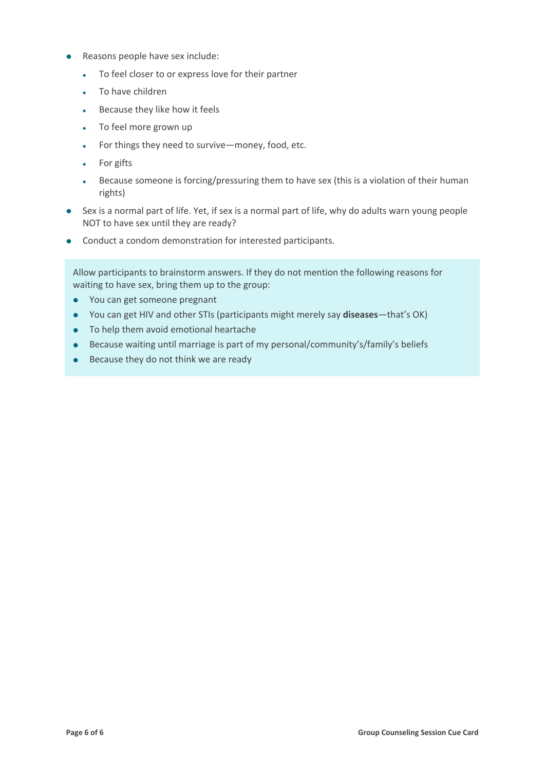- Reasons people have sex include:
  - To feel closer to or express love for their partner
  - To have children
  - Because they like how it feels
  - To feel more grown up
  - For things they need to survive—money, food, etc.
  - For gifts
  - Because someone is forcing/pressuring them to have sex (this is a violation of their human rights)
- Sex is a normal part of life. Yet, if sex is a normal part of life, why do adults warn young people NOT to have sex until they are ready?
- Conduct a condom demonstration for interested participants.

> Allow participants to brainstorm answers. If they do not mention the following reasons for waiting to have sex, bring them up to the group:
>
> - You can get someone pregnant
> - You can get HIV and other STIs (participants might merely say **diseases**—that's OK)
> - To help them avoid emotional heartache
> - Because waiting until marriage is part of my personal/community's/family's beliefs
> - Because they do not think we are ready